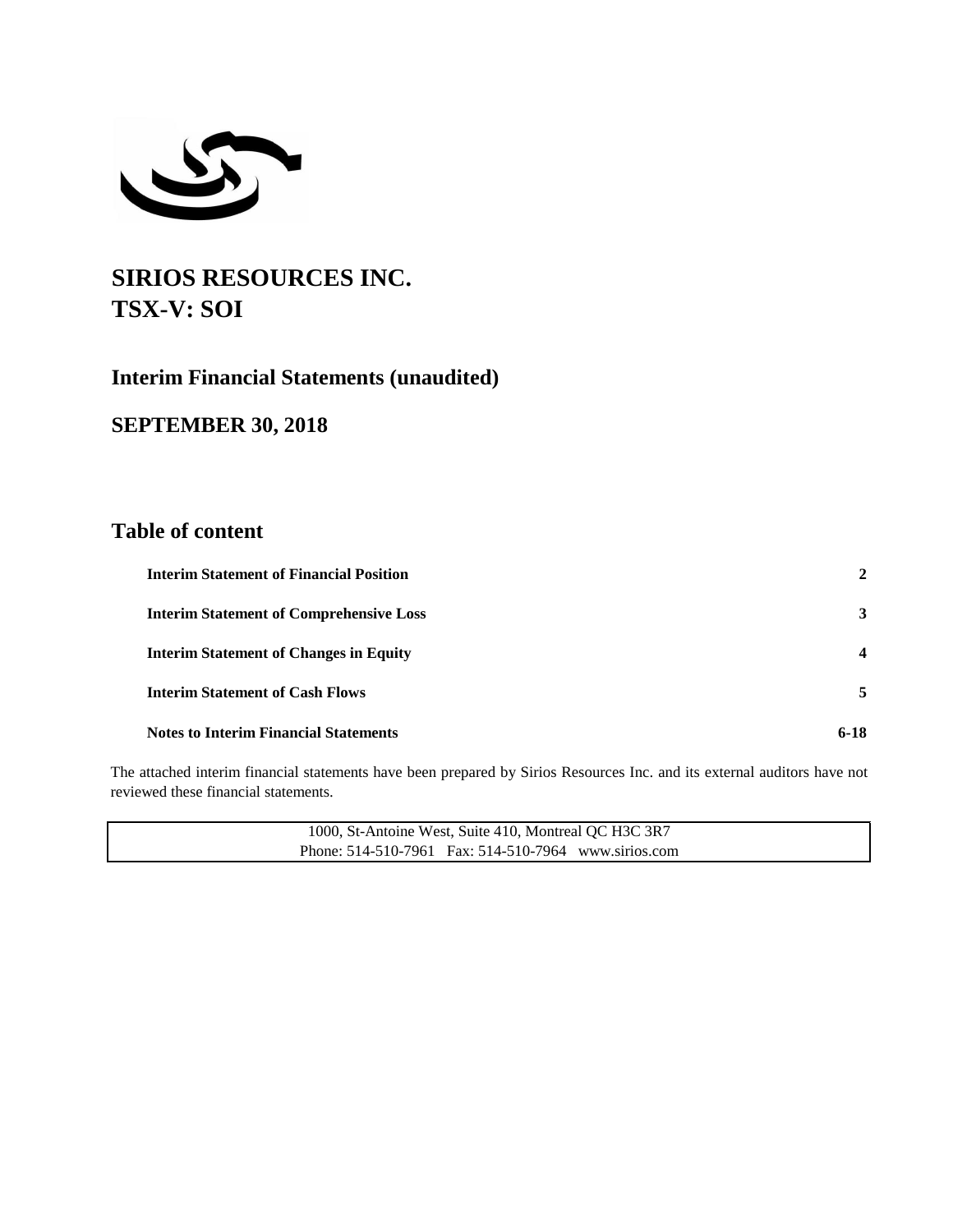# SIRIOS RESOURCES INC.
# TSX-V: SOI

## Interim Financial Statements (unaudited)

## SEPTEMBER 30, 2018

## Table of content

| | |
|---|---|
| **Interim Statement of Financial Position** | **2** |
| **Interim Statement of Comprehensive Loss** | **3** |
| **Interim Statement of Changes in Equity** | **4** |
| **Interim Statement of Cash Flows** | **5** |
| **Notes to Interim Financial Statements** | **6-18** |

The attached interim financial statements have been prepared by Sirios Resources Inc. and its external auditors have not reviewed these financial statements.

1000, St-Antoine West, Suite 410, Montreal QC H3C 3R7
Phone: 514-510-7961 Fax: 514-510-7964 www.sirios.com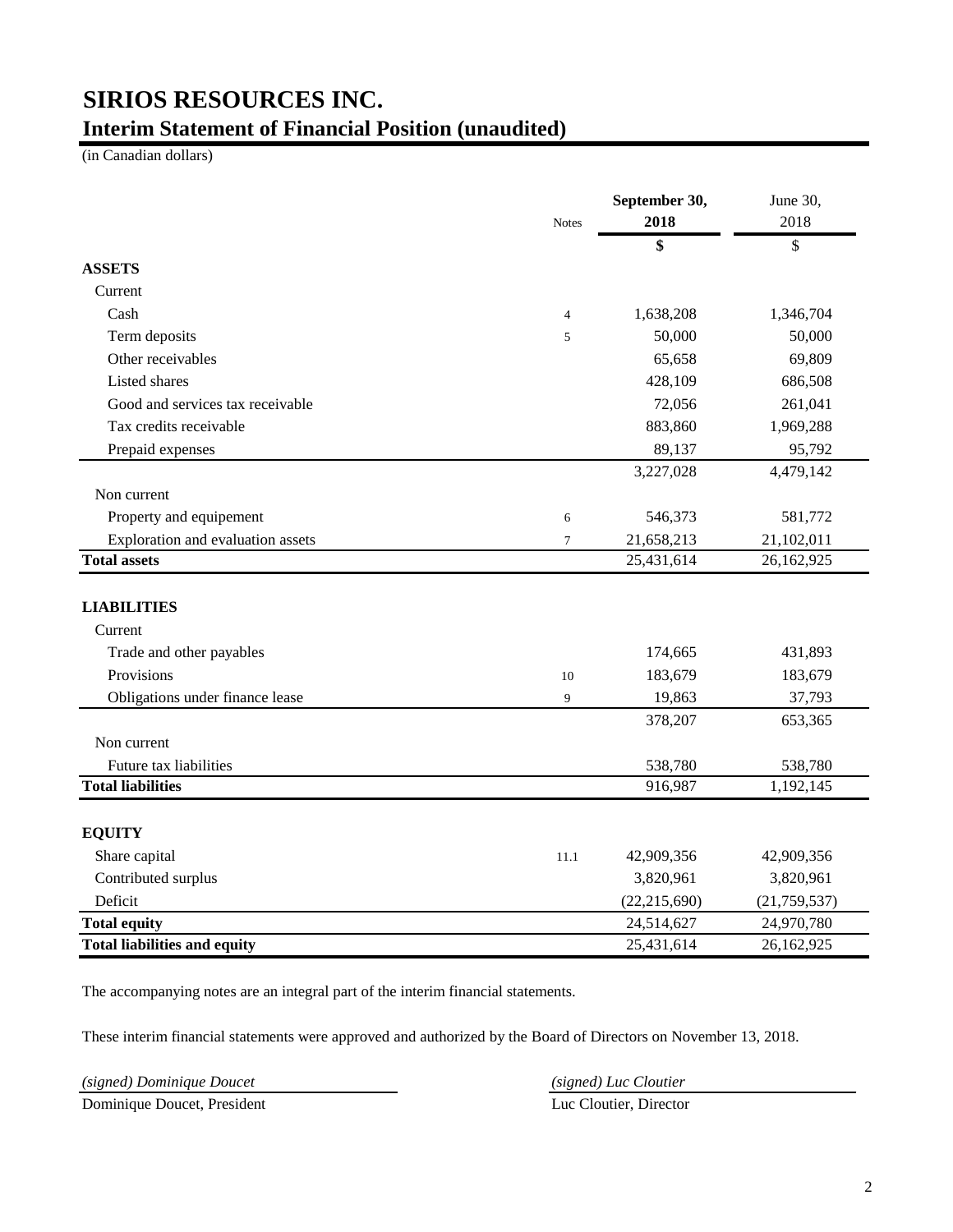# SIRIOS RESOURCES INC.

## Interim Statement of Financial Position (unaudited)

(in Canadian dollars)

| | Notes | September 30, 2018 | June 30, 2018 |
|---|---|---|---|
| | | **$** | $ |
| **ASSETS** | | | |
| Current | | | |
| Cash | 4 | 1,638,208 | 1,346,704 |
| Term deposits | 5 | 50,000 | 50,000 |
| Other receivables | | 65,658 | 69,809 |
| Listed shares | | 428,109 | 686,508 |
| Good and services tax receivable | | 72,056 | 261,041 |
| Tax credits receivable | | 883,860 | 1,969,288 |
| Prepaid expenses | | 89,137 | 95,792 |
| | | 3,227,028 | 4,479,142 |
| Non current | | | |
| Property and equipement | 6 | 546,373 | 581,772 |
| Exploration and evaluation assets | 7 | 21,658,213 | 21,102,011 |
| **Total assets** | | 25,431,614 | 26,162,925 |
| | | | |
| **LIABILITIES** | | | |
| Current | | | |
| Trade and other payables | | 174,665 | 431,893 |
| Provisions | 10 | 183,679 | 183,679 |
| Obligations under finance lease | 9 | 19,863 | 37,793 |
| | | 378,207 | 653,365 |
| Non current | | | |
| Future tax liabilities | | 538,780 | 538,780 |
| **Total liabilities** | | 916,987 | 1,192,145 |
| | | | |
| **EQUITY** | | | |
| Share capital | 11.1 | 42,909,356 | 42,909,356 |
| Contributed surplus | | 3,820,961 | 3,820,961 |
| Deficit | | (22,215,690) | (21,759,537) |
| **Total equity** | | 24,514,627 | 24,970,780 |
| **Total liabilities and equity** | | 25,431,614 | 26,162,925 |

The accompanying notes are an integral part of the interim financial statements.

These interim financial statements were approved and authorized by the Board of Directors on November 13, 2018.

*(signed) Dominique Doucet*
Dominique Doucet, President

*(signed) Luc Cloutier*
Luc Cloutier, Director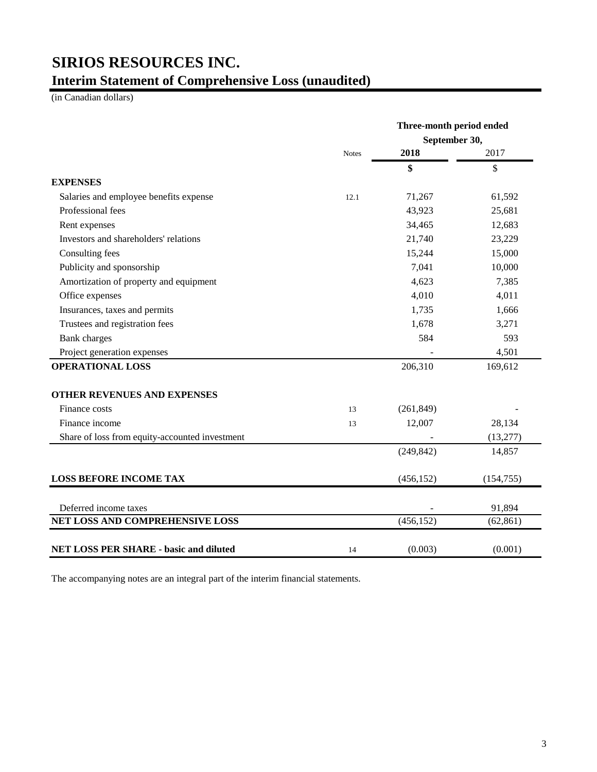# SIRIOS RESOURCES INC.

## Interim Statement of Comprehensive Loss (unaudited)

(in Canadian dollars)

| | Notes | Three-month period ended September 30, 2018 | 2017 |
|---|---|---|---|
| | | **$** | $ |
| **EXPENSES** | | | |
| Salaries and employee benefits expense | 12.1 | 71,267 | 61,592 |
| Professional fees | | 43,923 | 25,681 |
| Rent expenses | | 34,465 | 12,683 |
| Investors and shareholders' relations | | 21,740 | 23,229 |
| Consulting fees | | 15,244 | 15,000 |
| Publicity and sponsorship | | 7,041 | 10,000 |
| Amortization of property and equipment | | 4,623 | 7,385 |
| Office expenses | | 4,010 | 4,011 |
| Insurances, taxes and permits | | 1,735 | 1,666 |
| Trustees and registration fees | | 1,678 | 3,271 |
| Bank charges | | 584 | 593 |
| Project generation expenses | | - | 4,501 |
| **OPERATIONAL LOSS** | | 206,310 | 169,612 |
| | | | |
| **OTHER REVENUES AND EXPENSES** | | | |
| Finance costs | 13 | (261,849) | - |
| Finance income | 13 | 12,007 | 28,134 |
| Share of loss from equity-accounted investment | | - | (13,277) |
| | | (249,842) | 14,857 |
| | | | |
| **LOSS BEFORE INCOME TAX** | | (456,152) | (154,755) |
| | | | |
| Deferred income taxes | | - | 91,894 |
| **NET LOSS AND COMPREHENSIVE LOSS** | | (456,152) | (62,861) |
| | | | |
| **NET LOSS PER SHARE - basic and diluted** | 14 | (0.003) | (0.001) |

The accompanying notes are an integral part of the interim financial statements.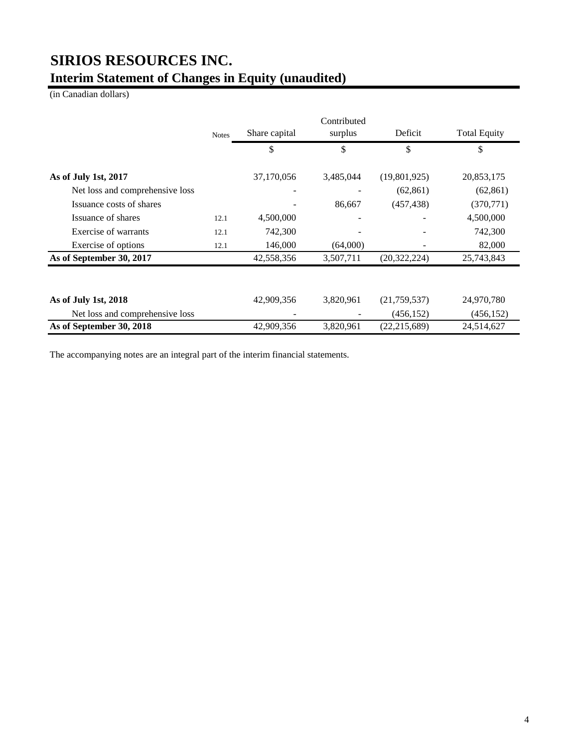# SIRIOS RESOURCES INC.

## Interim Statement of Changes in Equity (unaudited)

(in Canadian dollars)

| | Notes | Share capital | Contributed surplus | Deficit | Total Equity |
|---|---|---|---|---|---|
| | | $ | $ | $ | $ |
| **As of July 1st, 2017** | | 37,170,056 | 3,485,044 | (19,801,925) | 20,853,175 |
| Net loss and comprehensive loss | | - | - | (62,861) | (62,861) |
| Issuance costs of shares | | - | 86,667 | (457,438) | (370,771) |
| Issuance of shares | 12.1 | 4,500,000 | - | - | 4,500,000 |
| Exercise of warrants | 12.1 | 742,300 | - | - | 742,300 |
| Exercise of options | 12.1 | 146,000 | (64,000) | - | 82,000 |
| **As of September 30, 2017** | | 42,558,356 | 3,507,711 | (20,322,224) | 25,743,843 |
| | | | | | |
| **As of July 1st, 2018** | | 42,909,356 | 3,820,961 | (21,759,537) | 24,970,780 |
| Net loss and comprehensive loss | | - | - | (456,152) | (456,152) |
| **As of September 30, 2018** | | 42,909,356 | 3,820,961 | (22,215,689) | 24,514,627 |

The accompanying notes are an integral part of the interim financial statements.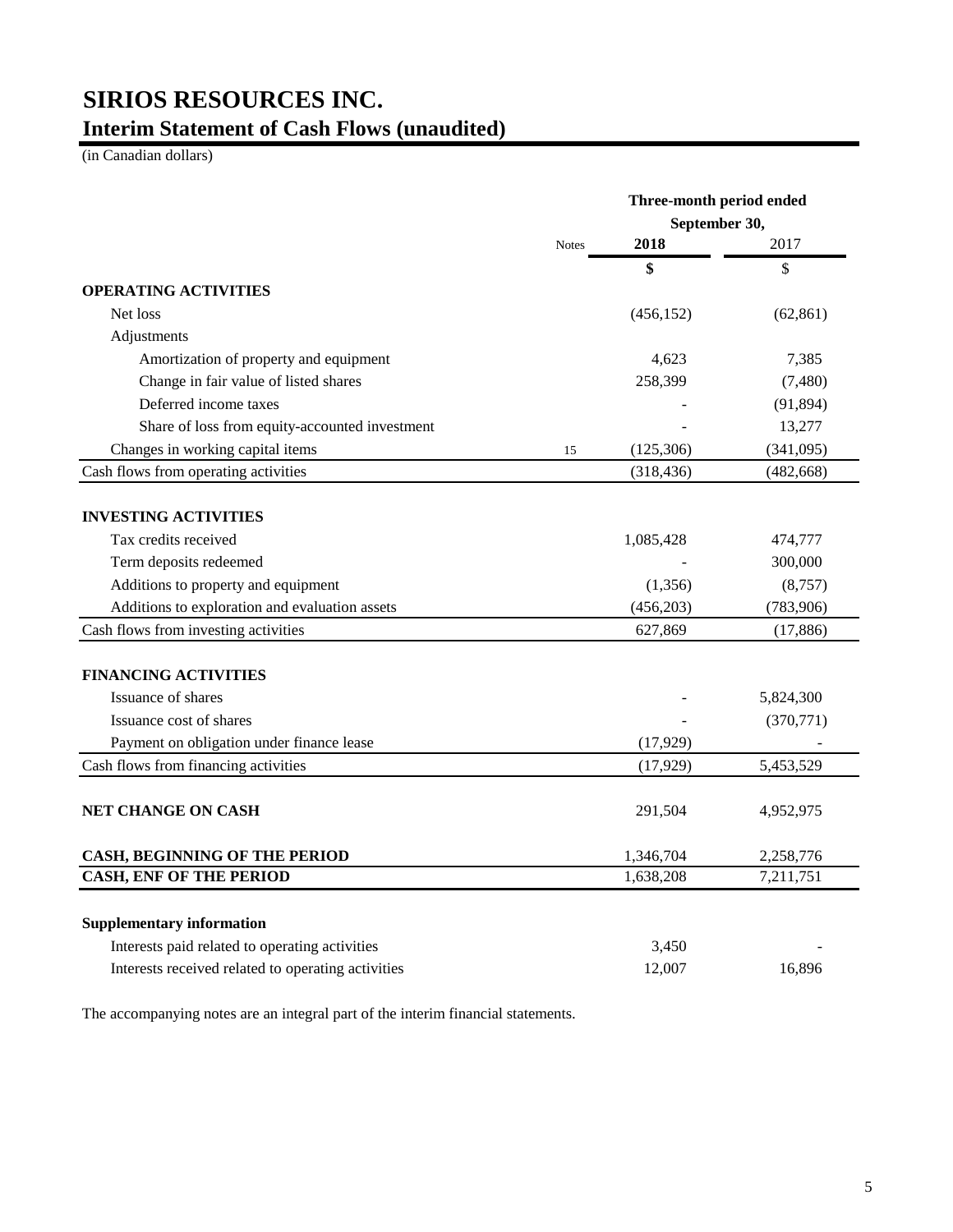# SIRIOS RESOURCES INC.

## Interim Statement of Cash Flows (unaudited)

(in Canadian dollars)

| | Notes | Three-month period ended September 30, 2018 | 2017 |
|---|---|---|---|
| | | $ | $ |
| **OPERATING ACTIVITIES** | | | |
| Net loss | | (456,152) | (62,861) |
| Adjustments | | | |
| Amortization of property and equipment | | 4,623 | 7,385 |
| Change in fair value of listed shares | | 258,399 | (7,480) |
| Deferred income taxes | | - | (91,894) |
| Share of loss from equity-accounted investment | | - | 13,277 |
| Changes in working capital items | 15 | (125,306) | (341,095) |
| Cash flows from operating activities | | (318,436) | (482,668) |
| **INVESTING ACTIVITIES** | | | |
| Tax credits received | | 1,085,428 | 474,777 |
| Term deposits redeemed | | - | 300,000 |
| Additions to property and equipment | | (1,356) | (8,757) |
| Additions to exploration and evaluation assets | | (456,203) | (783,906) |
| Cash flows from investing activities | | 627,869 | (17,886) |
| **FINANCING ACTIVITIES** | | | |
| Issuance of shares | | - | 5,824,300 |
| Issuance cost of shares | | - | (370,771) |
| Payment on obligation under finance lease | | (17,929) | - |
| Cash flows from financing activities | | (17,929) | 5,453,529 |
| **NET CHANGE ON CASH** | | 291,504 | 4,952,975 |
| **CASH, BEGINNING OF THE PERIOD** | | 1,346,704 | 2,258,776 |
| **CASH, ENF OF THE PERIOD** | | 1,638,208 | 7,211,751 |
| **Supplementary information** | | | |
| Interests paid related to operating activities | | 3,450 | - |
| Interests received related to operating activities | | 12,007 | 16,896 |

The accompanying notes are an integral part of the interim financial statements.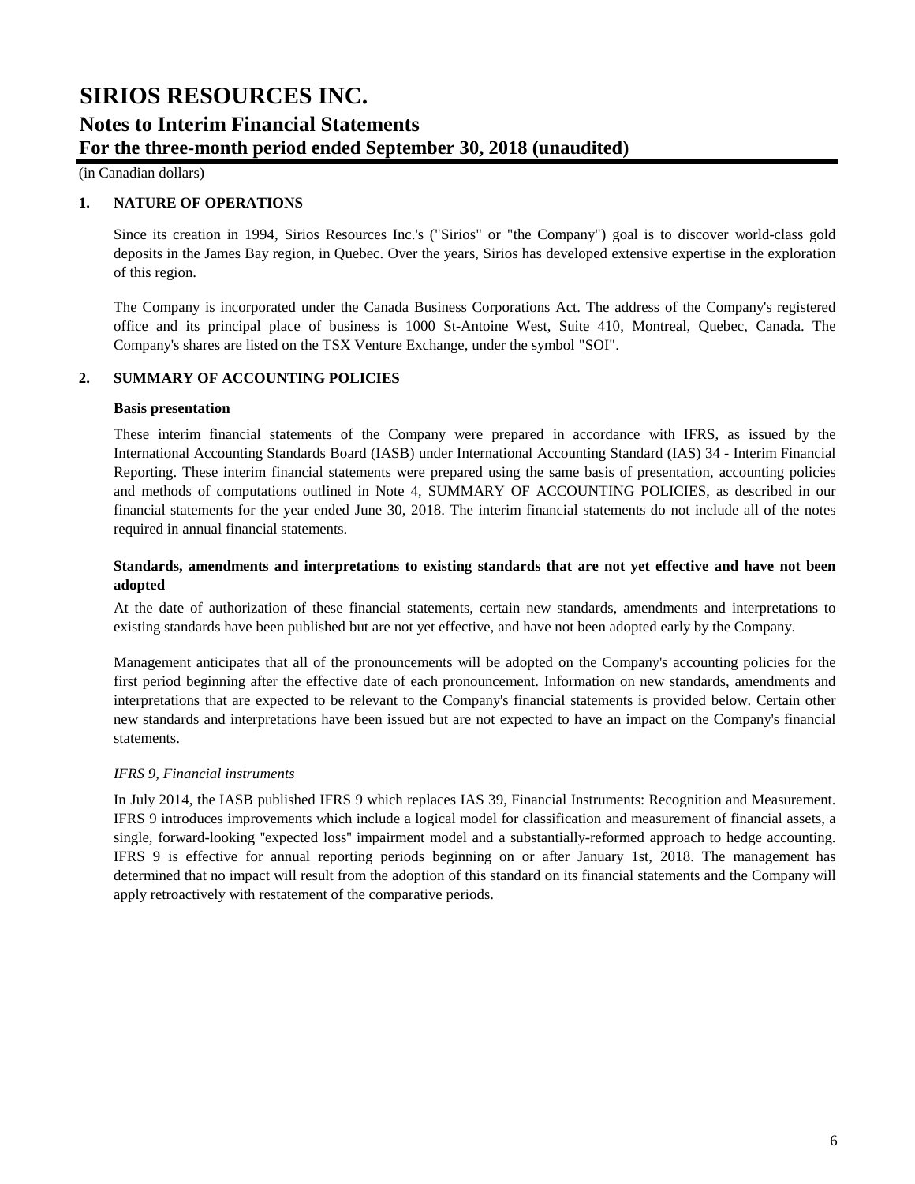# SIRIOS RESOURCES INC.

## Notes to Interim Financial Statements

## For the three-month period ended September 30, 2018 (unaudited)

(in Canadian dollars)

### 1. NATURE OF OPERATIONS

Since its creation in 1994, Sirios Resources Inc.'s ("Sirios" or "the Company") goal is to discover world-class gold deposits in the James Bay region, in Quebec. Over the years, Sirios has developed extensive expertise in the exploration of this region.

The Company is incorporated under the Canada Business Corporations Act. The address of the Company's registered office and its principal place of business is 1000 St-Antoine West, Suite 410, Montreal, Quebec, Canada. The Company's shares are listed on the TSX Venture Exchange, under the symbol "SOI".

### 2. SUMMARY OF ACCOUNTING POLICIES

**Basis presentation**

These interim financial statements of the Company were prepared in accordance with IFRS, as issued by the International Accounting Standards Board (IASB) under International Accounting Standard (IAS) 34 - Interim Financial Reporting. These interim financial statements were prepared using the same basis of presentation, accounting policies and methods of computations outlined in Note 4, SUMMARY OF ACCOUNTING POLICIES, as described in our financial statements for the year ended June 30, 2018. The interim financial statements do not include all of the notes required in annual financial statements.

**Standards, amendments and interpretations to existing standards that are not yet effective and have not been adopted**

At the date of authorization of these financial statements, certain new standards, amendments and interpretations to existing standards have been published but are not yet effective, and have not been adopted early by the Company.

Management anticipates that all of the pronouncements will be adopted on the Company's accounting policies for the first period beginning after the effective date of each pronouncement. Information on new standards, amendments and interpretations that are expected to be relevant to the Company's financial statements is provided below. Certain other new standards and interpretations have been issued but are not expected to have an impact on the Company's financial statements.

*IFRS 9, Financial instruments*

In July 2014, the IASB published IFRS 9 which replaces IAS 39, Financial Instruments: Recognition and Measurement. IFRS 9 introduces improvements which include a logical model for classification and measurement of financial assets, a single, forward-looking "expected loss" impairment model and a substantially-reformed approach to hedge accounting. IFRS 9 is effective for annual reporting periods beginning on or after January 1st, 2018. The management has determined that no impact will result from the adoption of this standard on its financial statements and the Company will apply retroactively with restatement of the comparative periods.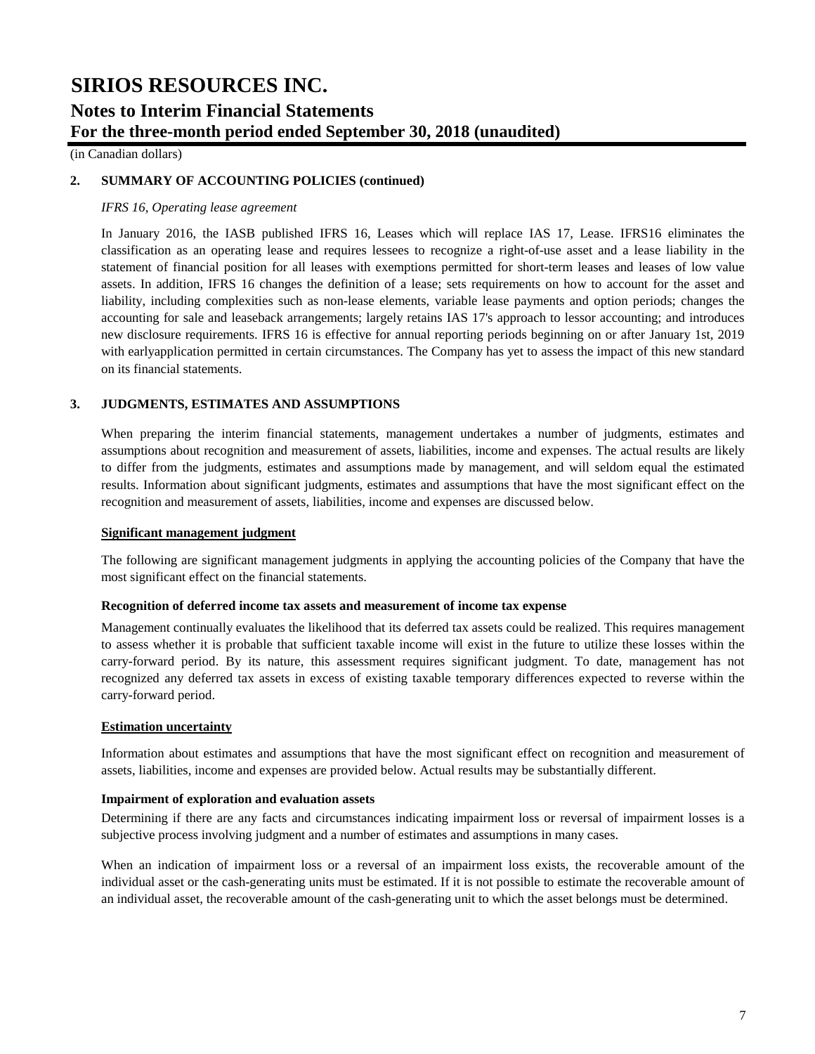(in Canadian dollars)

## 2. SUMMARY OF ACCOUNTING POLICIES (continued)

*IFRS 16, Operating lease agreement*

In January 2016, the IASB published IFRS 16, Leases which will replace IAS 17, Lease. IFRS16 eliminates the classification as an operating lease and requires lessees to recognize a right-of-use asset and a lease liability in the statement of financial position for all leases with exemptions permitted for short-term leases and leases of low value assets. In addition, IFRS 16 changes the definition of a lease; sets requirements on how to account for the asset and liability, including complexities such as non-lease elements, variable lease payments and option periods; changes the accounting for sale and leaseback arrangements; largely retains IAS 17's approach to lessor accounting; and introduces new disclosure requirements. IFRS 16 is effective for annual reporting periods beginning on or after January 1st, 2019 with earlyapplication permitted in certain circumstances. The Company has yet to assess the impact of this new standard on its financial statements.

## 3. JUDGMENTS, ESTIMATES AND ASSUMPTIONS

When preparing the interim financial statements, management undertakes a number of judgments, estimates and assumptions about recognition and measurement of assets, liabilities, income and expenses. The actual results are likely to differ from the judgments, estimates and assumptions made by management, and will seldom equal the estimated results. Information about significant judgments, estimates and assumptions that have the most significant effect on the recognition and measurement of assets, liabilities, income and expenses are discussed below.

**Significant management judgment**

The following are significant management judgments in applying the accounting policies of the Company that have the most significant effect on the financial statements.

**Recognition of deferred income tax assets and measurement of income tax expense**

Management continually evaluates the likelihood that its deferred tax assets could be realized. This requires management to assess whether it is probable that sufficient taxable income will exist in the future to utilize these losses within the carry-forward period. By its nature, this assessment requires significant judgment. To date, management has not recognized any deferred tax assets in excess of existing taxable temporary differences expected to reverse within the carry-forward period.

**Estimation uncertainty**

Information about estimates and assumptions that have the most significant effect on recognition and measurement of assets, liabilities, income and expenses are provided below. Actual results may be substantially different.

**Impairment of exploration and evaluation assets**

Determining if there are any facts and circumstances indicating impairment loss or reversal of impairment losses is a subjective process involving judgment and a number of estimates and assumptions in many cases.

When an indication of impairment loss or a reversal of an impairment loss exists, the recoverable amount of the individual asset or the cash-generating units must be estimated. If it is not possible to estimate the recoverable amount of an individual asset, the recoverable amount of the cash-generating unit to which the asset belongs must be determined.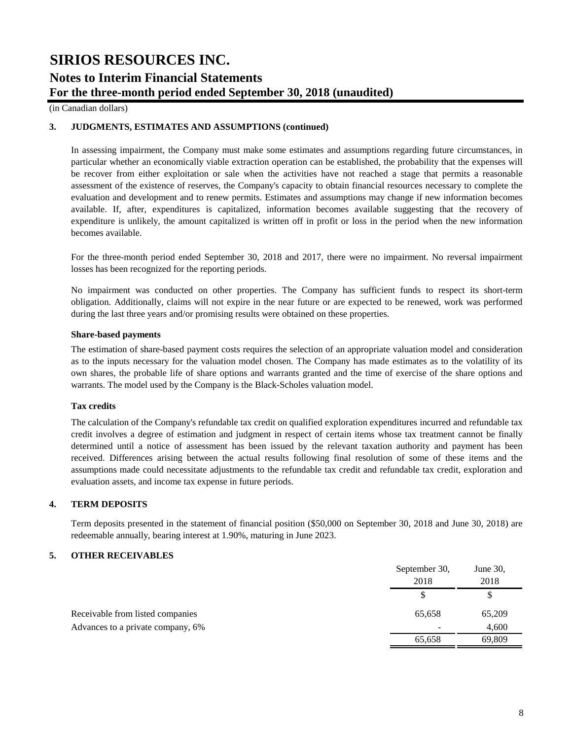# SIRIOS RESOURCES INC.

## Notes to Interim Financial Statements

## For the three-month period ended September 30, 2018 (unaudited)

(in Canadian dollars)

### 3. JUDGMENTS, ESTIMATES AND ASSUMPTIONS (continued)

In assessing impairment, the Company must make some estimates and assumptions regarding future circumstances, in particular whether an economically viable extraction operation can be established, the probability that the expenses will be recover from either exploitation or sale when the activities have not reached a stage that permits a reasonable assessment of the existence of reserves, the Company's capacity to obtain financial resources necessary to complete the evaluation and development and to renew permits. Estimates and assumptions may change if new information becomes available. If, after, expenditures is capitalized, information becomes available suggesting that the recovery of expenditure is unlikely, the amount capitalized is written off in profit or loss in the period when the new information becomes available.

For the three-month period ended September 30, 2018 and 2017, there were no impairment. No reversal impairment losses has been recognized for the reporting periods.

No impairment was conducted on other properties. The Company has sufficient funds to respect its short-term obligation. Additionally, claims will not expire in the near future or are expected to be renewed, work was performed during the last three years and/or promising results were obtained on these properties.

**Share-based payments**

The estimation of share-based payment costs requires the selection of an appropriate valuation model and consideration as to the inputs necessary for the valuation model chosen. The Company has made estimates as to the volatility of its own shares, the probable life of share options and warrants granted and the time of exercise of the share options and warrants. The model used by the Company is the Black-Scholes valuation model.

**Tax credits**

The calculation of the Company's refundable tax credit on qualified exploration expenditures incurred and refundable tax credit involves a degree of estimation and judgment in respect of certain items whose tax treatment cannot be finally determined until a notice of assessment has been issued by the relevant taxation authority and payment has been received. Differences arising between the actual results following final resolution of some of these items and the assumptions made could necessitate adjustments to the refundable tax credit and refundable tax credit, exploration and evaluation assets, and income tax expense in future periods.

### 4. TERM DEPOSITS

Term deposits presented in the statement of financial position ($50,000 on September 30, 2018 and June 30, 2018) are redeemable annually, bearing interest at 1.90%, maturing in June 2023.

### 5. OTHER RECEIVABLES

| | September 30, 2018 | June 30, 2018 |
|---|---|---|
| | $ | $ |
| Receivable from listed companies | 65,658 | 65,209 |
| Advances to a private company, 6% | - | 4,600 |
| | 65,658 | 69,809 |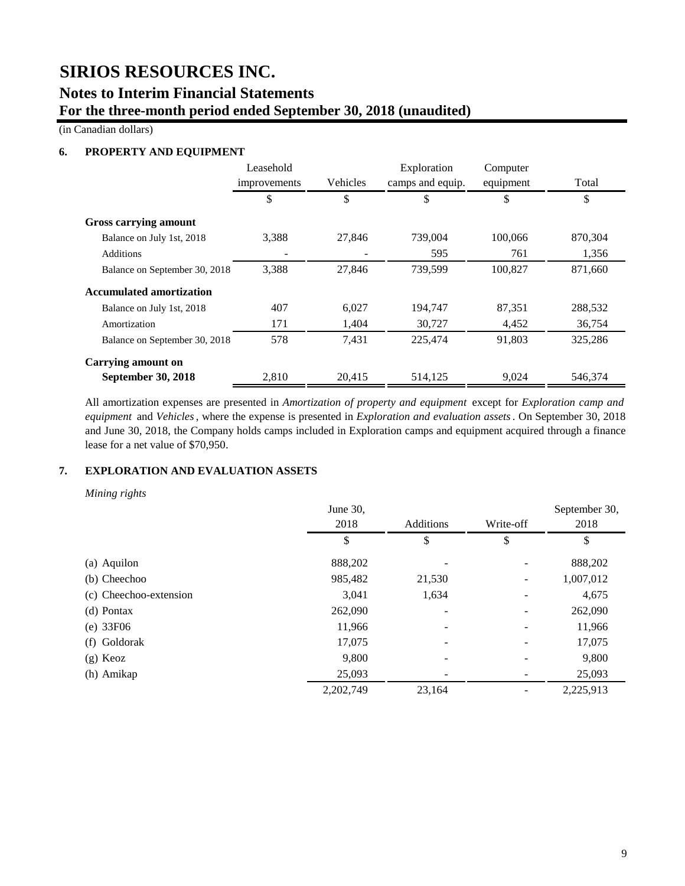# SIRIOS RESOURCES INC.

## Notes to Interim Financial Statements

## For the three-month period ended September 30, 2018 (unaudited)

(in Canadian dollars)

### 6. PROPERTY AND EQUIPMENT

| | Leasehold improvements | Vehicles | Exploration camps and equip. | Computer equipment | Total |
|---|---|---|---|---|---|
| | $ | $ | $ | $ | $ |
| **Gross carrying amount** | | | | | |
| Balance on July 1st, 2018 | 3,388 | 27,846 | 739,004 | 100,066 | 870,304 |
| Additions | - | - | 595 | 761 | 1,356 |
| Balance on September 30, 2018 | 3,388 | 27,846 | 739,599 | 100,827 | 871,660 |
| **Accumulated amortization** | | | | | |
| Balance on July 1st, 2018 | 407 | 6,027 | 194,747 | 87,351 | 288,532 |
| Amortization | 171 | 1,404 | 30,727 | 4,452 | 36,754 |
| Balance on September 30, 2018 | 578 | 7,431 | 225,474 | 91,803 | 325,286 |
| **Carrying amount on September 30, 2018** | 2,810 | 20,415 | 514,125 | 9,024 | 546,374 |

All amortization expenses are presented in *Amortization of property and equipment* except for *Exploration camp and equipment* and *Vehicles*, where the expense is presented in *Exploration and evaluation assets*. On September 30, 2018 and June 30, 2018, the Company holds camps included in Exploration camps and equipment acquired through a finance lease for a net value of $70,950.

### 7. EXPLORATION AND EVALUATION ASSETS

*Mining rights*

| | June 30, 2018 | Additions | Write-off | September 30, 2018 |
|---|---|---|---|---|
| | $ | $ | $ | $ |
| (a) Aquilon | 888,202 | - | - | 888,202 |
| (b) Cheechoo | 985,482 | 21,530 | - | 1,007,012 |
| (c) Cheechoo-extension | 3,041 | 1,634 | - | 4,675 |
| (d) Pontax | 262,090 | - | - | 262,090 |
| (e) 33F06 | 11,966 | - | - | 11,966 |
| (f) Goldorak | 17,075 | - | - | 17,075 |
| (g) Keoz | 9,800 | - | - | 9,800 |
| (h) Amikap | 25,093 | - | - | 25,093 |
| | 2,202,749 | 23,164 | - | 2,225,913 |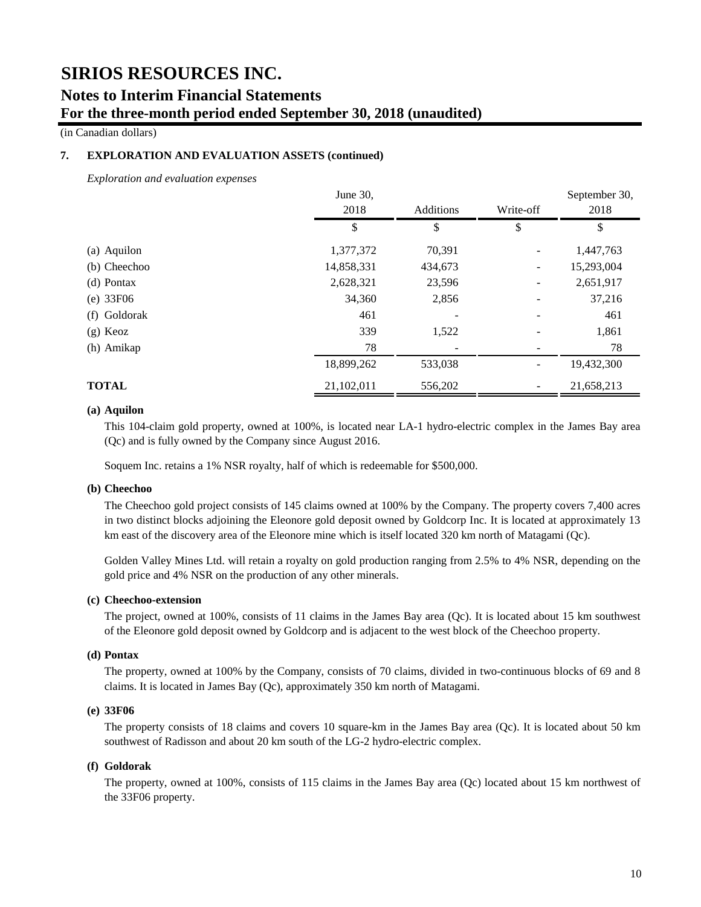# SIRIOS RESOURCES INC.

## Notes to Interim Financial Statements

## For the three-month period ended September 30, 2018 (unaudited)

(in Canadian dollars)

### 7. EXPLORATION AND EVALUATION ASSETS (continued)

*Exploration and evaluation expenses*

| | June 30, 2018 | Additions | Write-off | September 30, 2018 |
|---|---|---|---|---|
| | $ | $ | $ | $ |
| (a) Aquilon | 1,377,372 | 70,391 | - | 1,447,763 |
| (b) Cheechoo | 14,858,331 | 434,673 | - | 15,293,004 |
| (d) Pontax | 2,628,321 | 23,596 | - | 2,651,917 |
| (e) 33F06 | 34,360 | 2,856 | - | 37,216 |
| (f) Goldorak | 461 | - | - | 461 |
| (g) Keoz | 339 | 1,522 | - | 1,861 |
| (h) Amikap | 78 | - | - | 78 |
| | 18,899,262 | 533,038 | - | 19,432,300 |
| **TOTAL** | 21,102,011 | 556,202 | - | 21,658,213 |

**(a) Aquilon**

This 104-claim gold property, owned at 100%, is located near LA-1 hydro-electric complex in the James Bay area (Qc) and is fully owned by the Company since August 2016.

Soquem Inc. retains a 1% NSR royalty, half of which is redeemable for $500,000.

**(b) Cheechoo**

The Cheechoo gold project consists of 145 claims owned at 100% by the Company. The property covers 7,400 acres in two distinct blocks adjoining the Eleonore gold deposit owned by Goldcorp Inc. It is located at approximately 13 km east of the discovery area of the Eleonore mine which is itself located 320 km north of Matagami (Qc).

Golden Valley Mines Ltd. will retain a royalty on gold production ranging from 2.5% to 4% NSR, depending on the gold price and 4% NSR on the production of any other minerals.

**(c) Cheechoo-extension**

The project, owned at 100%, consists of 11 claims in the James Bay area (Qc). It is located about 15 km southwest of the Eleonore gold deposit owned by Goldcorp and is adjacent to the west block of the Cheechoo property.

**(d) Pontax**

The property, owned at 100% by the Company, consists of 70 claims, divided in two-continuous blocks of 69 and 8 claims. It is located in James Bay (Qc), approximately 350 km north of Matagami.

**(e) 33F06**

The property consists of 18 claims and covers 10 square-km in the James Bay area (Qc). It is located about 50 km southwest of Radisson and about 20 km south of the LG-2 hydro-electric complex.

**(f) Goldorak**

The property, owned at 100%, consists of 115 claims in the James Bay area (Qc) located about 15 km northwest of the 33F06 property.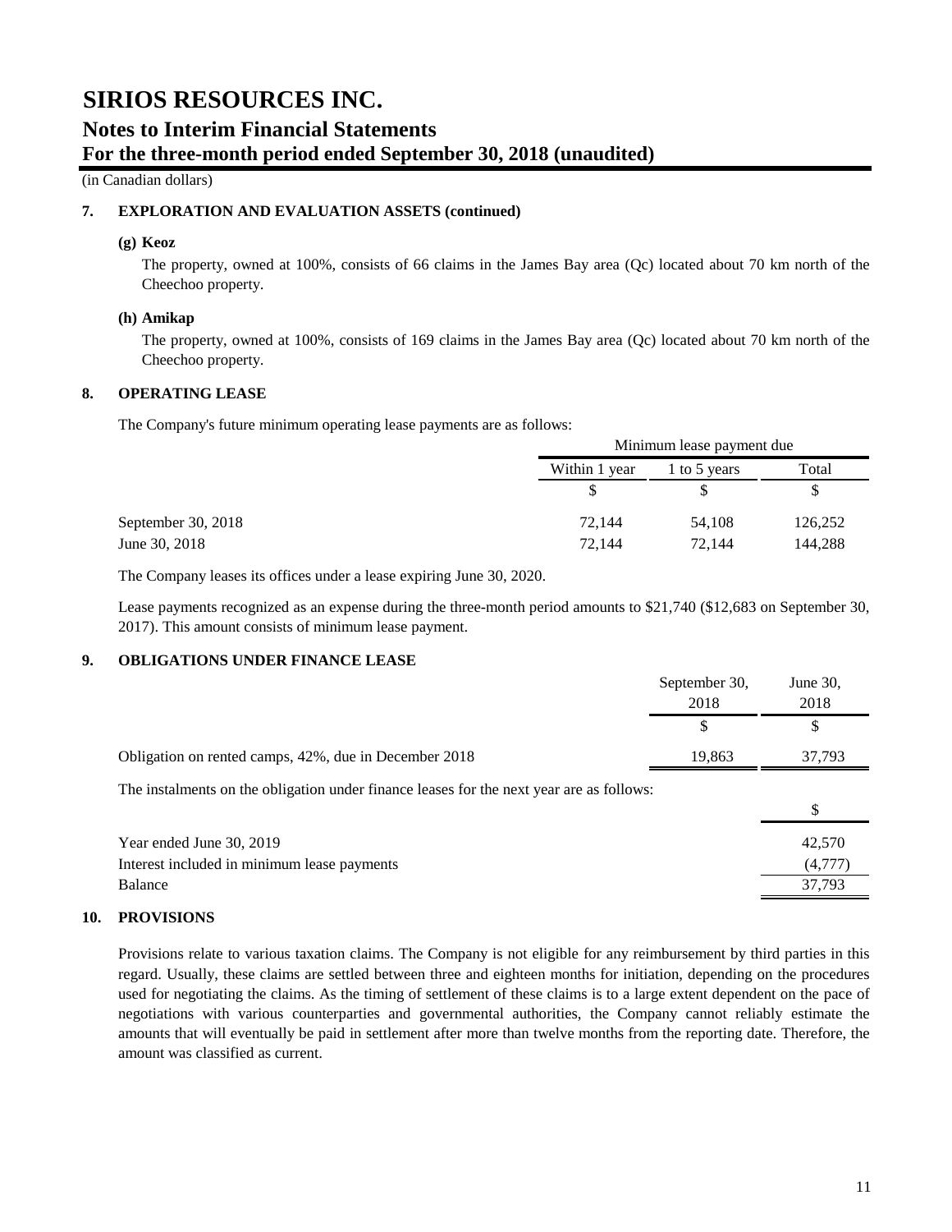# SIRIOS RESOURCES INC.

## Notes to Interim Financial Statements

## For the three-month period ended September 30, 2018 (unaudited)

(in Canadian dollars)

### 7. EXPLORATION AND EVALUATION ASSETS (continued)

**(g) Keoz**

The property, owned at 100%, consists of 66 claims in the James Bay area (Qc) located about 70 km north of the Cheechoo property.

**(h) Amikap**

The property, owned at 100%, consists of 169 claims in the James Bay area (Qc) located about 70 km north of the Cheechoo property.

### 8. OPERATING LEASE

The Company's future minimum operating lease payments are as follows:

| | Minimum lease payment due | | |
|---|---|---|---|
| | Within 1 year | 1 to 5 years | Total |
| | $ | $ | $ |
| September 30, 2018 | 72,144 | 54,108 | 126,252 |
| June 30, 2018 | 72,144 | 72,144 | 144,288 |

The Company leases its offices under a lease expiring June 30, 2020.

Lease payments recognized as an expense during the three-month period amounts to $21,740 ($12,683 on September 30, 2017). This amount consists of minimum lease payment.

### 9. OBLIGATIONS UNDER FINANCE LEASE

| | September 30, 2018 | June 30, 2018 |
|---|---|---|
| | $ | $ |
| Obligation on rented camps, 42%, due in December 2018 | 19,863 | 37,793 |

The instalments on the obligation under finance leases for the next year are as follows:

| | $ |
|---|---|
| Year ended June 30, 2019 | 42,570 |
| Interest included in minimum lease payments | (4,777) |
| Balance | 37,793 |

### 10. PROVISIONS

Provisions relate to various taxation claims. The Company is not eligible for any reimbursement by third parties in this regard. Usually, these claims are settled between three and eighteen months for initiation, depending on the procedures used for negotiating the claims. As the timing of settlement of these claims is to a large extent dependent on the pace of negotiations with various counterparties and governmental authorities, the Company cannot reliably estimate the amounts that will eventually be paid in settlement after more than twelve months from the reporting date. Therefore, the amount was classified as current.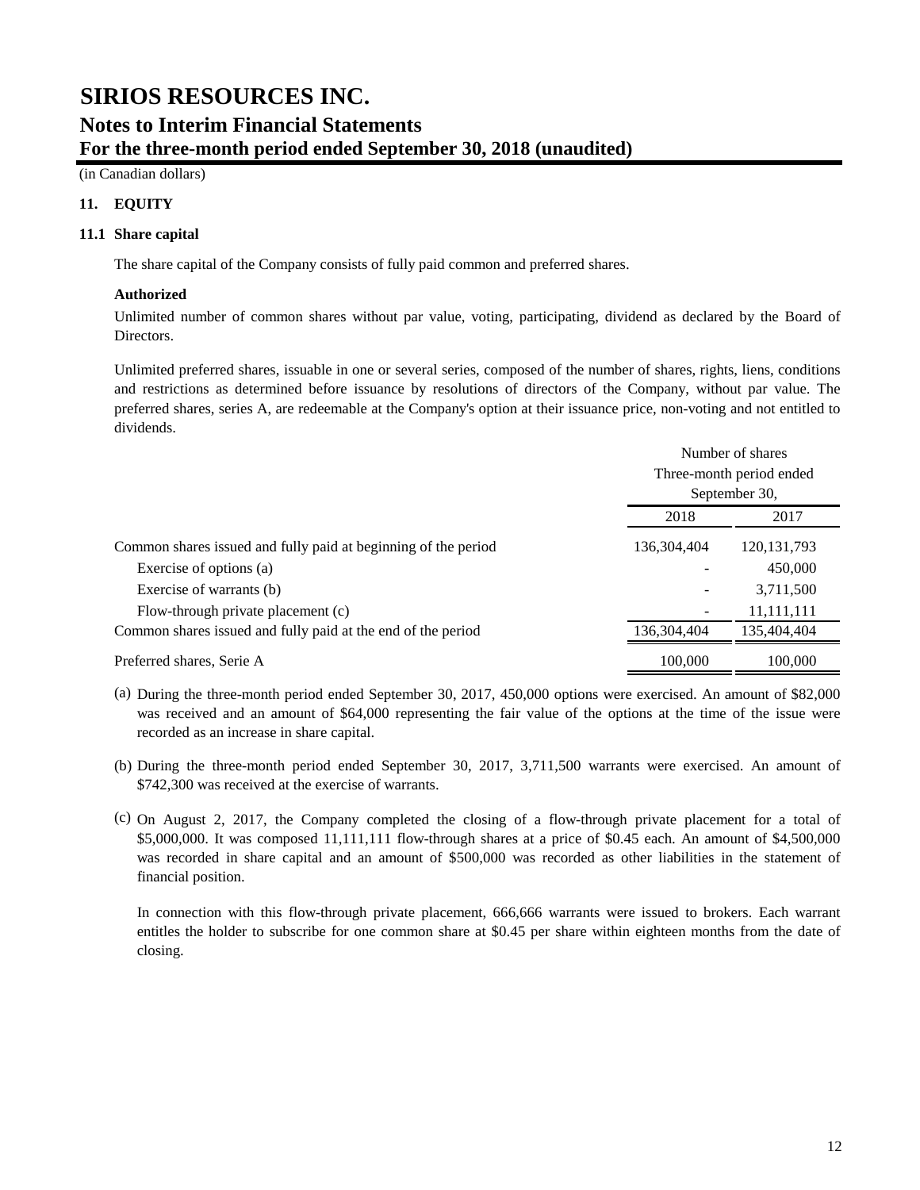# SIRIOS RESOURCES INC.

## Notes to Interim Financial Statements

## For the three-month period ended September 30, 2018 (unaudited)

(in Canadian dollars)

### 11. EQUITY

#### 11.1 Share capital

The share capital of the Company consists of fully paid common and preferred shares.

**Authorized**

Unlimited number of common shares without par value, voting, participating, dividend as declared by the Board of Directors.

Unlimited preferred shares, issuable in one or several series, composed of the number of shares, rights, liens, conditions and restrictions as determined before issuance by resolutions of directors of the Company, without par value. The preferred shares, series A, are redeemable at the Company's option at their issuance price, non-voting and not entitled to dividends.

| | Number of shares Three-month period ended September 30, | |
|---|---|---|
| | 2018 | 2017 |
| Common shares issued and fully paid at beginning of the period | 136,304,404 | 120,131,793 |
| Exercise of options (a) | - | 450,000 |
| Exercise of warrants (b) | - | 3,711,500 |
| Flow-through private placement (c) | - | 11,111,111 |
| Common shares issued and fully paid at the end of the period | 136,304,404 | 135,404,404 |
| Preferred shares, Serie A | 100,000 | 100,000 |

(a) During the three-month period ended September 30, 2017, 450,000 options were exercised. An amount of $82,000 was received and an amount of $64,000 representing the fair value of the options at the time of the issue were recorded as an increase in share capital.

(b) During the three-month period ended September 30, 2017, 3,711,500 warrants were exercised. An amount of $742,300 was received at the exercise of warrants.

(c) On August 2, 2017, the Company completed the closing of a flow-through private placement for a total of $5,000,000. It was composed 11,111,111 flow-through shares at a price of $0.45 each. An amount of $4,500,000 was recorded in share capital and an amount of $500,000 was recorded as other liabilities in the statement of financial position.

In connection with this flow-through private placement, 666,666 warrants were issued to brokers. Each warrant entitles the holder to subscribe for one common share at $0.45 per share within eighteen months from the date of closing.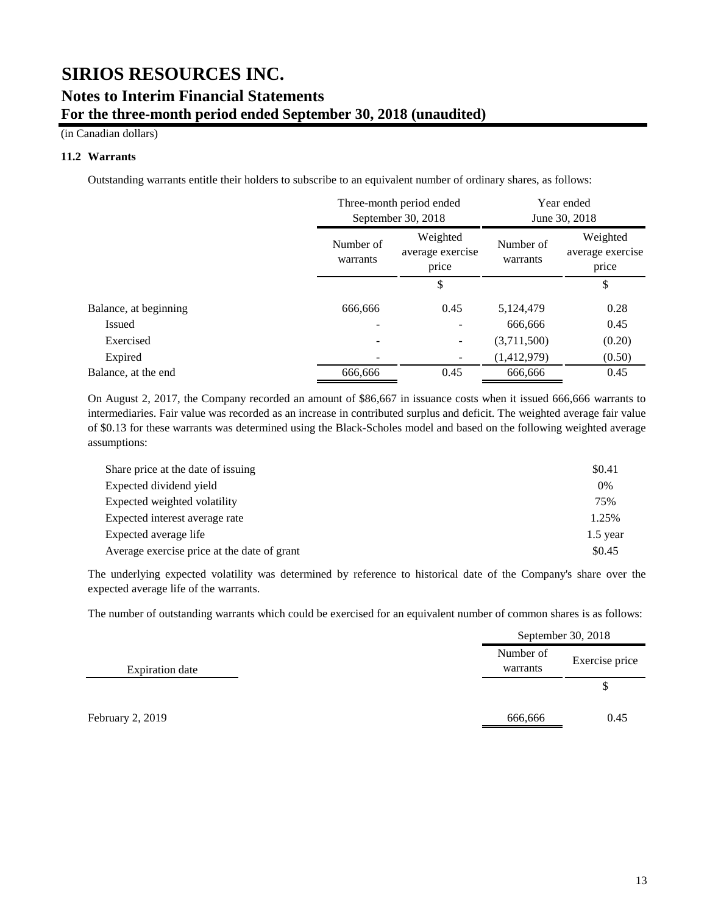# SIRIOS RESOURCES INC.

## Notes to Interim Financial Statements

## For the three-month period ended September 30, 2018 (unaudited)

(in Canadian dollars)

### 11.2 Warrants

Outstanding warrants entitle their holders to subscribe to an equivalent number of ordinary shares, as follows:

| | Three-month period ended September 30, 2018 | | Year ended June 30, 2018 | |
|---|---|---|---|---|
| | Number of warrants | Weighted average exercise price | Number of warrants | Weighted average exercise price |
| | | $ | | $ |
| Balance, at beginning | 666,666 | 0.45 | 5,124,479 | 0.28 |
| Issued | - | - | 666,666 | 0.45 |
| Exercised | - | - | (3,711,500) | (0.20) |
| Expired | - | - | (1,412,979) | (0.50) |
| Balance, at the end | 666,666 | 0.45 | 666,666 | 0.45 |

On August 2, 2017, the Company recorded an amount of $86,667 in issuance costs when it issued 666,666 warrants to intermediaries. Fair value was recorded as an increase in contributed surplus and deficit. The weighted average fair value of $0.13 for these warrants was determined using the Black-Scholes model and based on the following weighted average assumptions:

| | |
|---|---|
| Share price at the date of issuing | $0.41 |
| Expected dividend yield | 0% |
| Expected weighted volatility | 75% |
| Expected interest average rate | 1.25% |
| Expected average life | 1.5 year |
| Average exercise price at the date of grant | $0.45 |

The underlying expected volatility was determined by reference to historical date of the Company's share over the expected average life of the warrants.

The number of outstanding warrants which could be exercised for an equivalent number of common shares is as follows:

| | September 30, 2018 | |
|---|---|---|
| Expiration date | Number of warrants | Exercise price |
| | | $ |
| February 2, 2019 | 666,666 | 0.45 |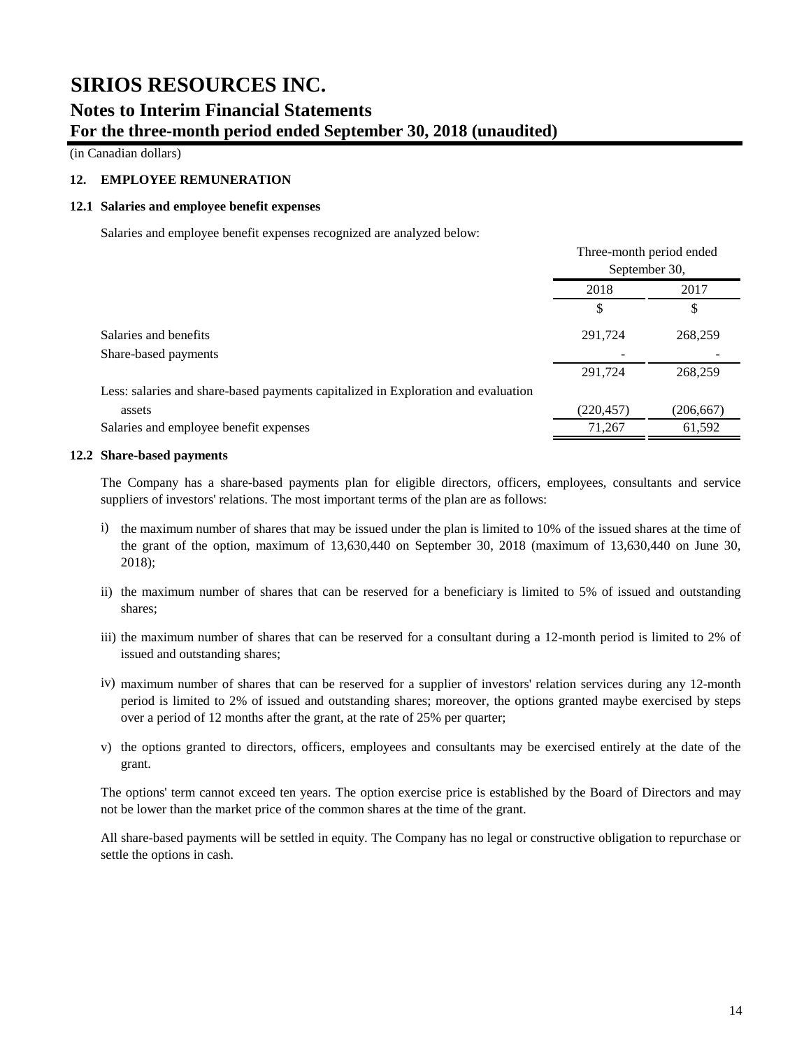# SIRIOS RESOURCES INC.

## Notes to Interim Financial Statements

## For the three-month period ended September 30, 2018 (unaudited)

(in Canadian dollars)

### 12. EMPLOYEE REMUNERATION

#### 12.1 Salaries and employee benefit expenses

Salaries and employee benefit expenses recognized are analyzed below:

| | Three-month period ended September 30, | |
|---|---|---|
| | 2018 | 2017 |
| | $ | $ |
| Salaries and benefits | 291,724 | 268,259 |
| Share-based payments | - | - |
| | 291,724 | 268,259 |
| Less: salaries and share-based payments capitalized in Exploration and evaluation assets | (220,457) | (206,667) |
| Salaries and employee benefit expenses | 71,267 | 61,592 |

#### 12.2 Share-based payments

The Company has a share-based payments plan for eligible directors, officers, employees, consultants and service suppliers of investors' relations. The most important terms of the plan are as follows:

i) the maximum number of shares that may be issued under the plan is limited to 10% of the issued shares at the time of the grant of the option, maximum of 13,630,440 on September 30, 2018 (maximum of 13,630,440 on June 30, 2018);

ii) the maximum number of shares that can be reserved for a beneficiary is limited to 5% of issued and outstanding shares;

iii) the maximum number of shares that can be reserved for a consultant during a 12-month period is limited to 2% of issued and outstanding shares;

iv) maximum number of shares that can be reserved for a supplier of investors' relation services during any 12-month period is limited to 2% of issued and outstanding shares; moreover, the options granted maybe exercised by steps over a period of 12 months after the grant, at the rate of 25% per quarter;

v) the options granted to directors, officers, employees and consultants may be exercised entirely at the date of the grant.

The options' term cannot exceed ten years. The option exercise price is established by the Board of Directors and may not be lower than the market price of the common shares at the time of the grant.

All share-based payments will be settled in equity. The Company has no legal or constructive obligation to repurchase or settle the options in cash.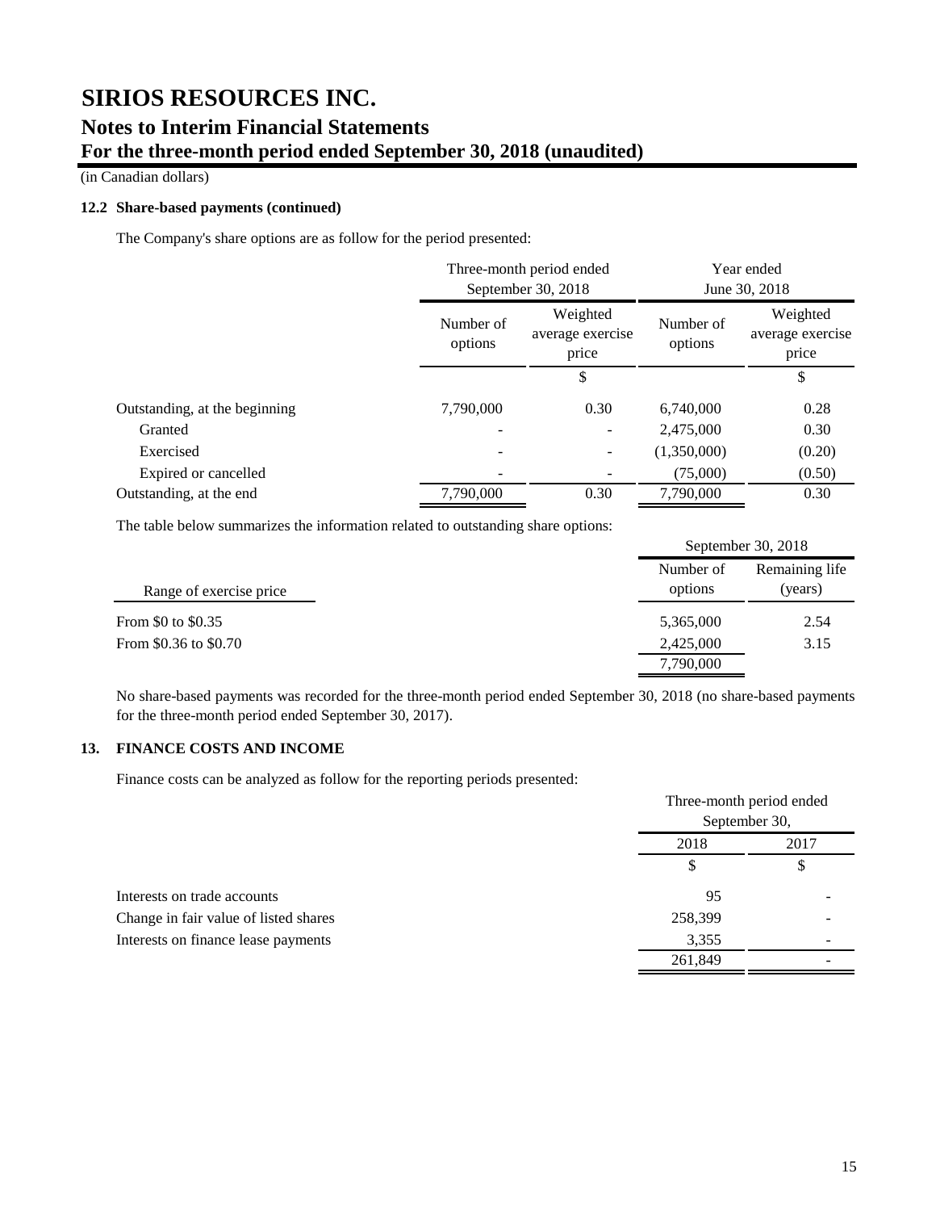# SIRIOS RESOURCES INC.

## Notes to Interim Financial Statements

## For the three-month period ended September 30, 2018 (unaudited)

(in Canadian dollars)

### 12.2 Share-based payments (continued)

The Company's share options are as follow for the period presented:

| | Three-month period ended September 30, 2018 | | Year ended June 30, 2018 | |
|---|---|---|---|---|
| | Number of options | Weighted average exercise price | Number of options | Weighted average exercise price |
| | | $ | | $ |
| Outstanding, at the beginning | 7,790,000 | 0.30 | 6,740,000 | 0.28 |
| Granted | - | - | 2,475,000 | 0.30 |
| Exercised | - | - | (1,350,000) | (0.20) |
| Expired or cancelled | - | - | (75,000) | (0.50) |
| Outstanding, at the end | 7,790,000 | 0.30 | 7,790,000 | 0.30 |

The table below summarizes the information related to outstanding share options:

| | September 30, 2018 | |
|---|---|---|
| Range of exercise price | Number of options | Remaining life (years) |
| From $0 to $0.35 | 5,365,000 | 2.54 |
| From $0.36 to $0.70 | 2,425,000 | 3.15 |
| | 7,790,000 | |

No share-based payments was recorded for the three-month period ended September 30, 2018 (no share-based payments for the three-month period ended September 30, 2017).

### 13. FINANCE COSTS AND INCOME

Finance costs can be analyzed as follow for the reporting periods presented:

| | Three-month period ended September 30, | |
|---|---|---|
| | 2018 | 2017 |
| | $ | $ |
| Interests on trade accounts | 95 | - |
| Change in fair value of listed shares | 258,399 | - |
| Interests on finance lease payments | 3,355 | - |
| | 261,849 | - |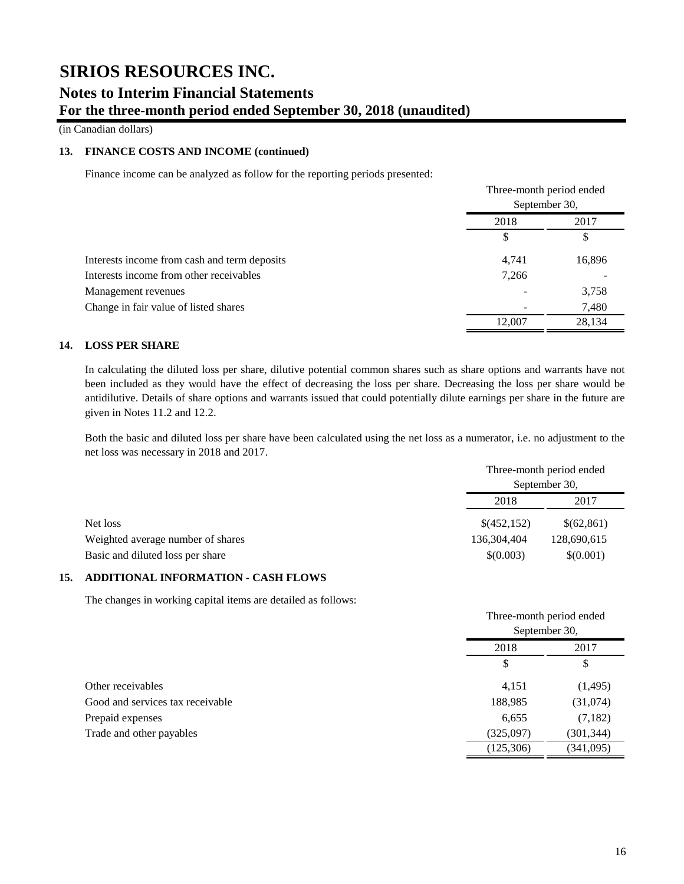# SIRIOS RESOURCES INC.

## Notes to Interim Financial Statements

## For the three-month period ended September 30, 2018 (unaudited)

(in Canadian dollars)

### 13. FINANCE COSTS AND INCOME (continued)

Finance income can be analyzed as follow for the reporting periods presented:

| | Three-month period ended September 30, | |
|---|---|---|
| | 2018 | 2017 |
| | $ | $ |
| Interests income from cash and term deposits | 4,741 | 16,896 |
| Interests income from other receivables | 7,266 | - |
| Management revenues | - | 3,758 |
| Change in fair value of listed shares | - | 7,480 |
| | 12,007 | 28,134 |

### 14. LOSS PER SHARE

In calculating the diluted loss per share, dilutive potential common shares such as share options and warrants have not been included as they would have the effect of decreasing the loss per share. Decreasing the loss per share would be antidilutive. Details of share options and warrants issued that could potentially dilute earnings per share in the future are given in Notes 11.2 and 12.2.

Both the basic and diluted loss per share have been calculated using the net loss as a numerator, i.e. no adjustment to the net loss was necessary in 2018 and 2017.

| | Three-month period ended September 30, | |
|---|---|---|
| | 2018 | 2017 |
| Net loss | $(452,152) | $(62,861) |
| Weighted average number of shares | 136,304,404 | 128,690,615 |
| Basic and diluted loss per share | $(0.003) | $(0.001) |

### 15. ADDITIONAL INFORMATION - CASH FLOWS

The changes in working capital items are detailed as follows:

| | Three-month period ended September 30, | |
|---|---|---|
| | 2018 | 2017 |
| | $ | $ |
| Other receivables | 4,151 | (1,495) |
| Good and services tax receivable | 188,985 | (31,074) |
| Prepaid expenses | 6,655 | (7,182) |
| Trade and other payables | (325,097) | (301,344) |
| | (125,306) | (341,095) |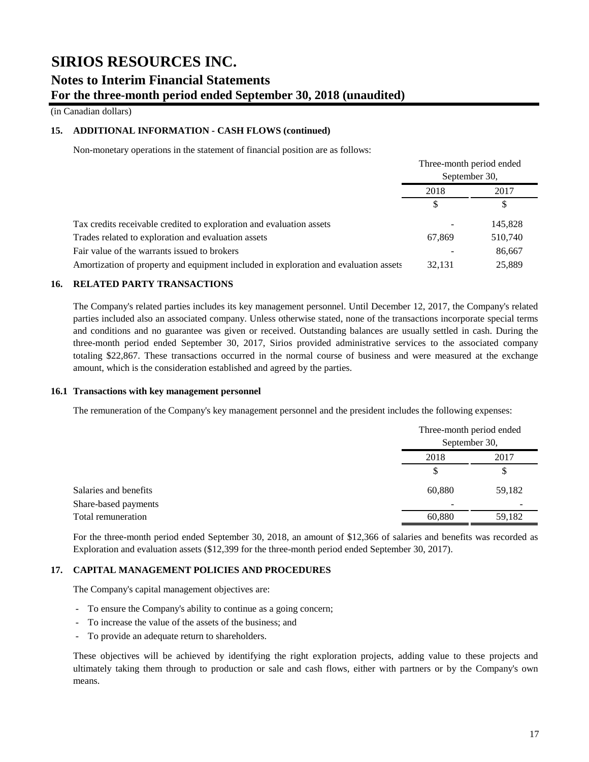# SIRIOS RESOURCES INC.

## Notes to Interim Financial Statements

## For the three-month period ended September 30, 2018 (unaudited)

(in Canadian dollars)

### 15. ADDITIONAL INFORMATION - CASH FLOWS (continued)

Non-monetary operations in the statement of financial position are as follows:

| | Three-month period ended September 30, | |
|---|---|---|
| | 2018 | 2017 |
| | $ | $ |
| Tax credits receivable credited to exploration and evaluation assets | - | 145,828 |
| Trades related to exploration and evaluation assets | 67,869 | 510,740 |
| Fair value of the warrants issued to brokers | - | 86,667 |
| Amortization of property and equipment included in exploration and evaluation assets | 32,131 | 25,889 |

### 16. RELATED PARTY TRANSACTIONS

The Company's related parties includes its key management personnel. Until December 12, 2017, the Company's related parties included also an associated company. Unless otherwise stated, none of the transactions incorporate special terms and conditions and no guarantee was given or received. Outstanding balances are usually settled in cash. During the three-month period ended September 30, 2017, Sirios provided administrative services to the associated company totaling $22,867. These transactions occurred in the normal course of business and were measured at the exchange amount, which is the consideration established and agreed by the parties.

#### 16.1 Transactions with key management personnel

The remuneration of the Company's key management personnel and the president includes the following expenses:

| | Three-month period ended September 30, | |
|---|---|---|
| | 2018 | 2017 |
| | $ | $ |
| Salaries and benefits | 60,880 | 59,182 |
| Share-based payments | - | - |
| Total remuneration | 60,880 | 59,182 |

For the three-month period ended September 30, 2018, an amount of $12,366 of salaries and benefits was recorded as Exploration and evaluation assets ($12,399 for the three-month period ended September 30, 2017).

### 17. CAPITAL MANAGEMENT POLICIES AND PROCEDURES

The Company's capital management objectives are:

- To ensure the Company's ability to continue as a going concern;
- To increase the value of the assets of the business; and
- To provide an adequate return to shareholders.

These objectives will be achieved by identifying the right exploration projects, adding value to these projects and ultimately taking them through to production or sale and cash flows, either with partners or by the Company's own means.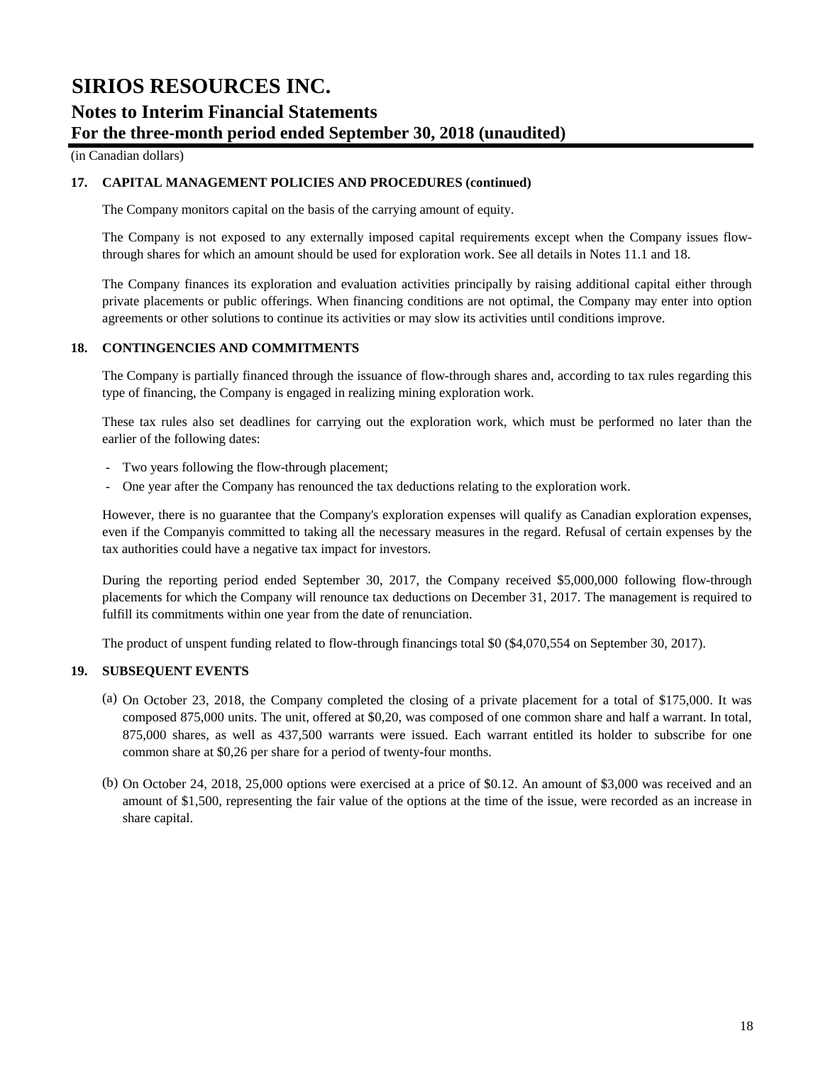## 17. CAPITAL MANAGEMENT POLICIES AND PROCEDURES (continued)

The Company monitors capital on the basis of the carrying amount of equity.

The Company is not exposed to any externally imposed capital requirements except when the Company issues flow-through shares for which an amount should be used for exploration work. See all details in Notes 11.1 and 18.

The Company finances its exploration and evaluation activities principally by raising additional capital either through private placements or public offerings. When financing conditions are not optimal, the Company may enter into option agreements or other solutions to continue its activities or may slow its activities until conditions improve.

## 18. CONTINGENCIES AND COMMITMENTS

The Company is partially financed through the issuance of flow-through shares and, according to tax rules regarding this type of financing, the Company is engaged in realizing mining exploration work.

These tax rules also set deadlines for carrying out the exploration work, which must be performed no later than the earlier of the following dates:

- Two years following the flow-through placement;
- One year after the Company has renounced the tax deductions relating to the exploration work.

However, there is no guarantee that the Company's exploration expenses will qualify as Canadian exploration expenses, even if the Companyis committed to taking all the necessary measures in the regard. Refusal of certain expenses by the tax authorities could have a negative tax impact for investors.

During the reporting period ended September 30, 2017, the Company received $5,000,000 following flow-through placements for which the Company will renounce tax deductions on December 31, 2017. The management is required to fulfill its commitments within one year from the date of renunciation.

The product of unspent funding related to flow-through financings total $0 ($4,070,554 on September 30, 2017).

## 19. SUBSEQUENT EVENTS

(a) On October 23, 2018, the Company completed the closing of a private placement for a total of $175,000. It was composed 875,000 units. The unit, offered at $0,20, was composed of one common share and half a warrant. In total, 875,000 shares, as well as 437,500 warrants were issued. Each warrant entitled its holder to subscribe for one common share at $0,26 per share for a period of twenty-four months.

(b) On October 24, 2018, 25,000 options were exercised at a price of $0.12. An amount of $3,000 was received and an amount of $1,500, representing the fair value of the options at the time of the issue, were recorded as an increase in share capital.